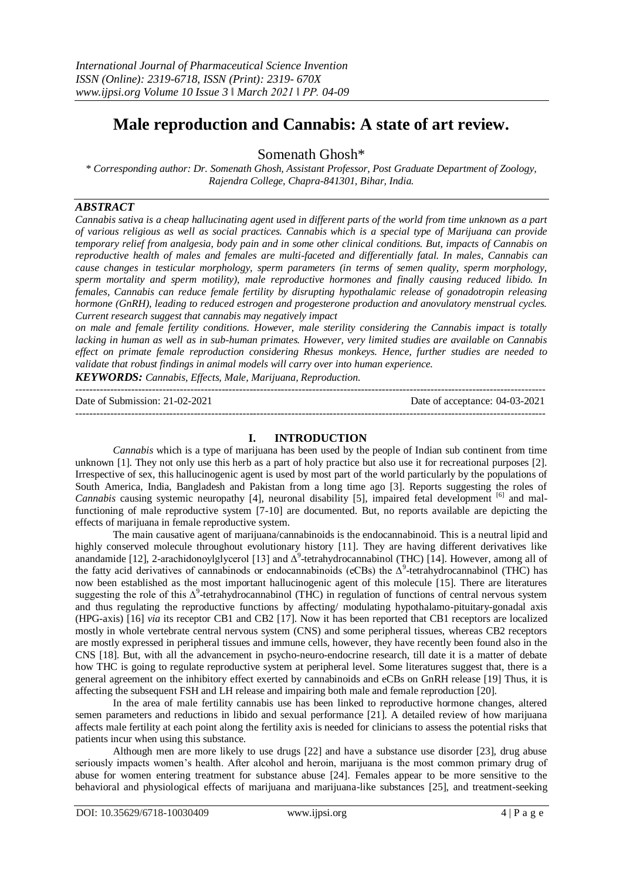# Male reproduction and Cannabis: A state of art review.

Somenath Ghosh*

*\* Corresponding author: Dr. Somenath Ghosh, Assistant Professor, Post Graduate Department of Zoology, Rajendra College, Chapra-841301, Bihar, India.*

## ABSTRACT

*Cannabis sativa is a cheap hallucinating agent used in different parts of the world from time unknown as a part of various religious as well as social practices. Cannabis which is a special type of Marijuana can provide temporary relief from analgesia, body pain and in some other clinical conditions. But, impacts of Cannabis on reproductive health of males and females are multi-faceted and differentially fatal. In males, Cannabis can cause changes in testicular morphology, sperm parameters (in terms of semen quality, sperm morphology, sperm mortality and sperm motility), male reproductive hormones and finally causing reduced libido. In females, Cannabis can reduce female fertility by disrupting hypothalamic release of gonadotropin releasing hormone (GnRH), leading to reduced estrogen and progesterone production and anovulatory menstrual cycles. Current research suggest that cannabis may negatively impact on male and female fertility conditions. However, male sterility considering the Cannabis impact is totally lacking in human as well as in sub-human primates. However, very limited studies are available on Cannabis effect on primate female reproduction considering Rhesus monkeys. Hence, further studies are needed to validate that robust findings in animal models will carry over into human experience.*

***KEYWORDS:** Cannabis, Effects, Male, Marijuana, Reproduction.*

Date of Submission: 21-02-2021 | Date of acceptance: 04-03-2021

## I. INTRODUCTION

*Cannabis* which is a type of marijuana has been used by the people of Indian sub continent from time unknown [1]. They not only use this herb as a part of holy practice but also use it for recreational purposes [2]. Irrespective of sex, this hallucinogenic agent is used by most part of the world particularly by the populations of South America, India, Bangladesh and Pakistan from a long time ago [3]. Reports suggesting the roles of *Cannabis* causing systemic neuropathy [4], neuronal disability [5], impaired fetal development [6] and mal-functioning of male reproductive system [7-10] are documented. But, no reports available are depicting the effects of marijuana in female reproductive system.

The main causative agent of marijuana/cannabinoids is the endocannabinoid. This is a neutral lipid and highly conserved molecule throughout evolutionary history [11]. They are having different derivatives like anandamide [12], 2-arachidonoylglycerol [13] and $\Delta^9$-tetrahydrocannabinol (THC) [14]. However, among all of the fatty acid derivatives of cannabinods or endocannabinoids (eCBs) the $\Delta^9$-tetrahydrocannabinol (THC) has now been established as the most important hallucinogenic agent of this molecule [15]. There are literatures suggesting the role of this $\Delta^9$-tetrahydrocannabinol (THC) in regulation of functions of central nervous system and thus regulating the reproductive functions by affecting/ modulating hypothalamo-pituitary-gonadal axis (HPG-axis) [16] *via* its receptor CB1 and CB2 [17]. Now it has been reported that CB1 receptors are localized mostly in whole vertebrate central nervous system (CNS) and some peripheral tissues, whereas CB2 receptors are mostly expressed in peripheral tissues and immune cells, however, they have recently been found also in the CNS [18]. But, with all the advancement in psycho-neuro-endocrine research, till date it is a matter of debate how THC is going to regulate reproductive system at peripheral level. Some literatures suggest that, there is a general agreement on the inhibitory effect exerted by cannabinoids and eCBs on GnRH release [19] Thus, it is affecting the subsequent FSH and LH release and impairing both male and female reproduction [20].

In the area of male fertility cannabis use has been linked to reproductive hormone changes, altered semen parameters and reductions in libido and sexual performance [21]. A detailed review of how marijuana affects male fertility at each point along the fertility axis is needed for clinicians to assess the potential risks that patients incur when using this substance.

Although men are more likely to use drugs [22] and have a substance use disorder [23], drug abuse seriously impacts women's health. After alcohol and heroin, marijuana is the most common primary drug of abuse for women entering treatment for substance abuse [24]. Females appear to be more sensitive to the behavioral and physiological effects of marijuana and marijuana-like substances [25], and treatment-seeking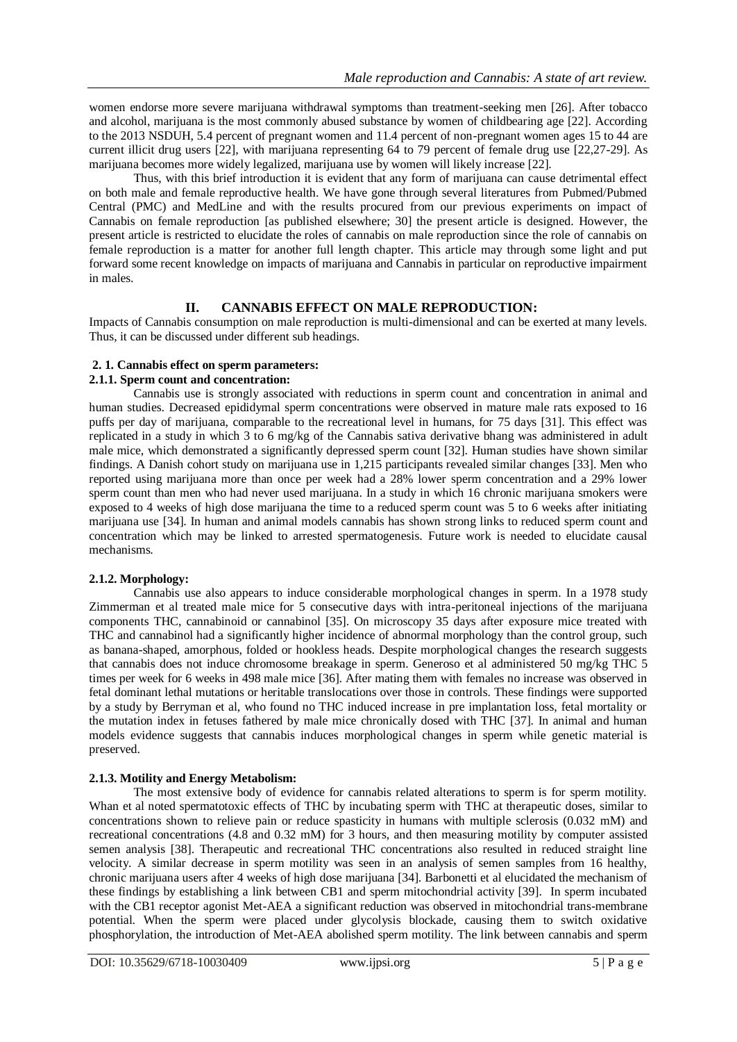women endorse more severe marijuana withdrawal symptoms than treatment-seeking men [26]. After tobacco and alcohol, marijuana is the most commonly abused substance by women of childbearing age [22]. According to the 2013 NSDUH, 5.4 percent of pregnant women and 11.4 percent of non-pregnant women ages 15 to 44 are current illicit drug users [22], with marijuana representing 64 to 79 percent of female drug use [22,27-29]. As marijuana becomes more widely legalized, marijuana use by women will likely increase [22].

Thus, with this brief introduction it is evident that any form of marijuana can cause detrimental effect on both male and female reproductive health. We have gone through several literatures from Pubmed/Pubmed Central (PMC) and MedLine and with the results procured from our previous experiments on impact of Cannabis on female reproduction [as published elsewhere; 30] the present article is designed. However, the present article is restricted to elucidate the roles of cannabis on male reproduction since the role of cannabis on female reproduction is a matter for another full length chapter. This article may through some light and put forward some recent knowledge on impacts of marijuana and Cannabis in particular on reproductive impairment in males.

## II. CANNABIS EFFECT ON MALE REPRODUCTION:

Impacts of Cannabis consumption on male reproduction is multi-dimensional and can be exerted at many levels. Thus, it can be discussed under different sub headings.

### 2. 1. Cannabis effect on sperm parameters:

#### 2.1.1. Sperm count and concentration:

Cannabis use is strongly associated with reductions in sperm count and concentration in animal and human studies. Decreased epididymal sperm concentrations were observed in mature male rats exposed to 16 puffs per day of marijuana, comparable to the recreational level in humans, for 75 days [31]. This effect was replicated in a study in which 3 to 6 mg/kg of the Cannabis sativa derivative bhang was administered in adult male mice, which demonstrated a significantly depressed sperm count [32]. Human studies have shown similar findings. A Danish cohort study on marijuana use in 1,215 participants revealed similar changes [33]. Men who reported using marijuana more than once per week had a 28% lower sperm concentration and a 29% lower sperm count than men who had never used marijuana. In a study in which 16 chronic marijuana smokers were exposed to 4 weeks of high dose marijuana the time to a reduced sperm count was 5 to 6 weeks after initiating marijuana use [34]. In human and animal models cannabis has shown strong links to reduced sperm count and concentration which may be linked to arrested spermatogenesis. Future work is needed to elucidate causal mechanisms.

#### 2.1.2. Morphology:

Cannabis use also appears to induce considerable morphological changes in sperm. In a 1978 study Zimmerman et al treated male mice for 5 consecutive days with intra-peritoneal injections of the marijuana components THC, cannabinoid or cannabinol [35]. On microscopy 35 days after exposure mice treated with THC and cannabinol had a significantly higher incidence of abnormal morphology than the control group, such as banana-shaped, amorphous, folded or hookless heads. Despite morphological changes the research suggests that cannabis does not induce chromosome breakage in sperm. Generoso et al administered 50 mg/kg THC 5 times per week for 6 weeks in 498 male mice [36]. After mating them with females no increase was observed in fetal dominant lethal mutations or heritable translocations over those in controls. These findings were supported by a study by Berryman et al, who found no THC induced increase in pre implantation loss, fetal mortality or the mutation index in fetuses fathered by male mice chronically dosed with THC [37]. In animal and human models evidence suggests that cannabis induces morphological changes in sperm while genetic material is preserved.

#### 2.1.3. Motility and Energy Metabolism:

The most extensive body of evidence for cannabis related alterations to sperm is for sperm motility. Whan et al noted spermatotoxic effects of THC by incubating sperm with THC at therapeutic doses, similar to concentrations shown to relieve pain or reduce spasticity in humans with multiple sclerosis (0.032 mM) and recreational concentrations (4.8 and 0.32 mM) for 3 hours, and then measuring motility by computer assisted semen analysis [38]. Therapeutic and recreational THC concentrations also resulted in reduced straight line velocity. A similar decrease in sperm motility was seen in an analysis of semen samples from 16 healthy, chronic marijuana users after 4 weeks of high dose marijuana [34]. Barbonetti et al elucidated the mechanism of these findings by establishing a link between CB1 and sperm mitochondrial activity [39]. In sperm incubated with the CB1 receptor agonist Met-AEA a significant reduction was observed in mitochondrial trans-membrane potential. When the sperm were placed under glycolysis blockade, causing them to switch oxidative phosphorylation, the introduction of Met-AEA abolished sperm motility. The link between cannabis and sperm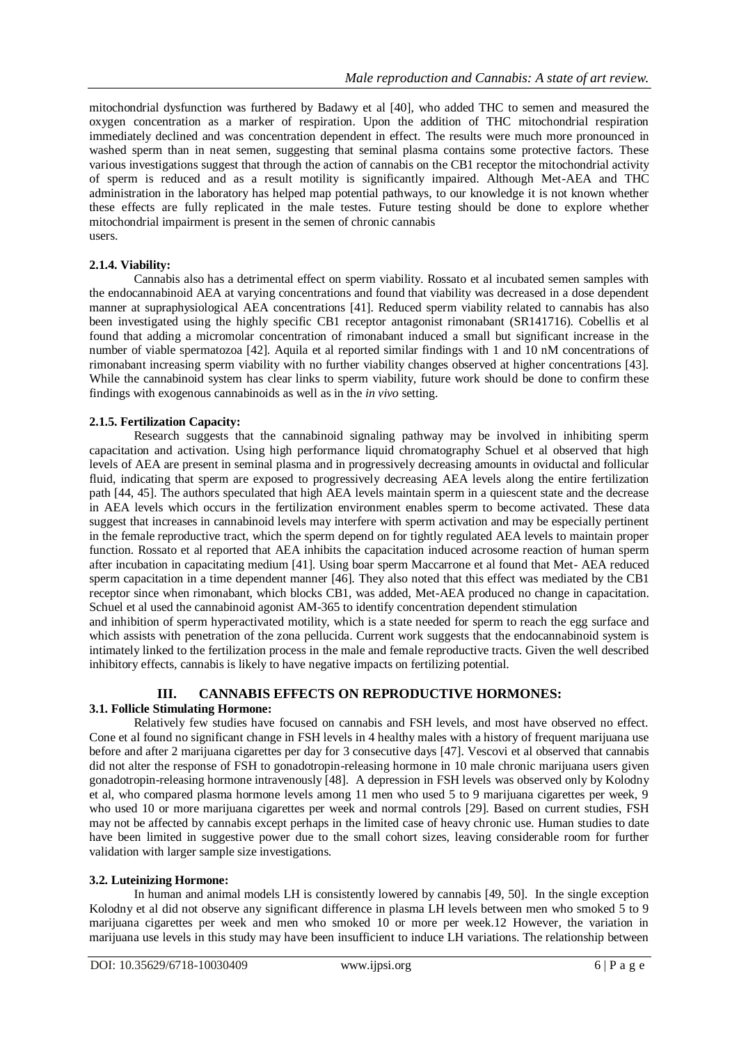mitochondrial dysfunction was furthered by Badawy et al [40], who added THC to semen and measured the oxygen concentration as a marker of respiration. Upon the addition of THC mitochondrial respiration immediately declined and was concentration dependent in effect. The results were much more pronounced in washed sperm than in neat semen, suggesting that seminal plasma contains some protective factors. These various investigations suggest that through the action of cannabis on the CB1 receptor the mitochondrial activity of sperm is reduced and as a result motility is significantly impaired. Although Met-AEA and THC administration in the laboratory has helped map potential pathways, to our knowledge it is not known whether these effects are fully replicated in the male testes. Future testing should be done to explore whether mitochondrial impairment is present in the semen of chronic cannabis users.

#### 2.1.4. Viability:

Cannabis also has a detrimental effect on sperm viability. Rossato et al incubated semen samples with the endocannabinoid AEA at varying concentrations and found that viability was decreased in a dose dependent manner at supraphysiological AEA concentrations [41]. Reduced sperm viability related to cannabis has also been investigated using the highly specific CB1 receptor antagonist rimonabant (SR141716). Cobellis et al found that adding a micromolar concentration of rimonabant induced a small but significant increase in the number of viable spermatozoa [42]. Aquila et al reported similar findings with 1 and 10 nM concentrations of rimonabant increasing sperm viability with no further viability changes observed at higher concentrations [43]. While the cannabinoid system has clear links to sperm viability, future work should be done to confirm these findings with exogenous cannabinoids as well as in the *in vivo* setting.

#### 2.1.5. Fertilization Capacity:

Research suggests that the cannabinoid signaling pathway may be involved in inhibiting sperm capacitation and activation. Using high performance liquid chromatography Schuel et al observed that high levels of AEA are present in seminal plasma and in progressively decreasing amounts in oviductal and follicular fluid, indicating that sperm are exposed to progressively decreasing AEA levels along the entire fertilization path [44, 45]. The authors speculated that high AEA levels maintain sperm in a quiescent state and the decrease in AEA levels which occurs in the fertilization environment enables sperm to become activated. These data suggest that increases in cannabinoid levels may interfere with sperm activation and may be especially pertinent in the female reproductive tract, which the sperm depend on for tightly regulated AEA levels to maintain proper function. Rossato et al reported that AEA inhibits the capacitation induced acrosome reaction of human sperm after incubation in capacitating medium [41]. Using boar sperm Maccarrone et al found that Met- AEA reduced sperm capacitation in a time dependent manner [46]. They also noted that this effect was mediated by the CB1 receptor since when rimonabant, which blocks CB1, was added, Met-AEA produced no change in capacitation. Schuel et al used the cannabinoid agonist AM-365 to identify concentration dependent stimulation and inhibition of sperm hyperactivated motility, which is a state needed for sperm to reach the egg surface and which assists with penetration of the zona pellucida. Current work suggests that the endocannabinoid system is intimately linked to the fertilization process in the male and female reproductive tracts. Given the well described inhibitory effects, cannabis is likely to have negative impacts on fertilizing potential.

## III. CANNABIS EFFECTS ON REPRODUCTIVE HORMONES:

### 3.1. Follicle Stimulating Hormone:

Relatively few studies have focused on cannabis and FSH levels, and most have observed no effect. Cone et al found no significant change in FSH levels in 4 healthy males with a history of frequent marijuana use before and after 2 marijuana cigarettes per day for 3 consecutive days [47]. Vescovi et al observed that cannabis did not alter the response of FSH to gonadotropin-releasing hormone in 10 male chronic marijuana users given gonadotropin-releasing hormone intravenously [48]. A depression in FSH levels was observed only by Kolodny et al, who compared plasma hormone levels among 11 men who used 5 to 9 marijuana cigarettes per week, 9 who used 10 or more marijuana cigarettes per week and normal controls [29]. Based on current studies, FSH may not be affected by cannabis except perhaps in the limited case of heavy chronic use. Human studies to date have been limited in suggestive power due to the small cohort sizes, leaving considerable room for further validation with larger sample size investigations.

### 3.2. Luteinizing Hormone:

In human and animal models LH is consistently lowered by cannabis [49, 50]. In the single exception Kolodny et al did not observe any significant difference in plasma LH levels between men who smoked 5 to 9 marijuana cigarettes per week and men who smoked 10 or more per week.12 However, the variation in marijuana use levels in this study may have been insufficient to induce LH variations. The relationship between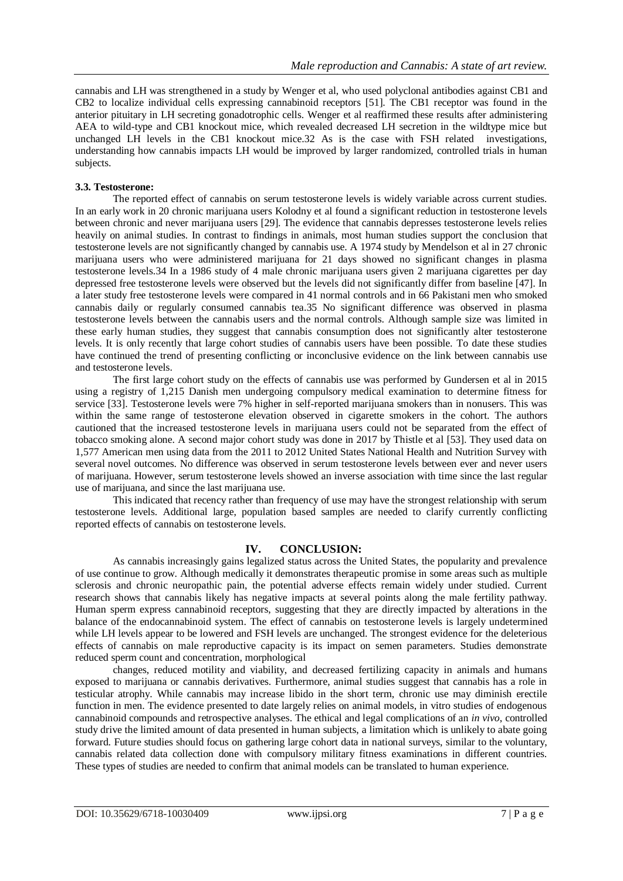cannabis and LH was strengthened in a study by Wenger et al, who used polyclonal antibodies against CB1 and CB2 to localize individual cells expressing cannabinoid receptors [51]. The CB1 receptor was found in the anterior pituitary in LH secreting gonadotrophic cells. Wenger et al reaffirmed these results after administering AEA to wild-type and CB1 knockout mice, which revealed decreased LH secretion in the wildtype mice but unchanged LH levels in the CB1 knockout mice.32 As is the case with FSH related investigations, understanding how cannabis impacts LH would be improved by larger randomized, controlled trials in human subjects.

### 3.3. Testosterone:

The reported effect of cannabis on serum testosterone levels is widely variable across current studies. In an early work in 20 chronic marijuana users Kolodny et al found a significant reduction in testosterone levels between chronic and never marijuana users [29]. The evidence that cannabis depresses testosterone levels relies heavily on animal studies. In contrast to findings in animals, most human studies support the conclusion that testosterone levels are not significantly changed by cannabis use. A 1974 study by Mendelson et al in 27 chronic marijuana users who were administered marijuana for 21 days showed no significant changes in plasma testosterone levels.34 In a 1986 study of 4 male chronic marijuana users given 2 marijuana cigarettes per day depressed free testosterone levels were observed but the levels did not significantly differ from baseline [47]. In a later study free testosterone levels were compared in 41 normal controls and in 66 Pakistani men who smoked cannabis daily or regularly consumed cannabis tea.35 No significant difference was observed in plasma testosterone levels between the cannabis users and the normal controls. Although sample size was limited in these early human studies, they suggest that cannabis consumption does not significantly alter testosterone levels. It is only recently that large cohort studies of cannabis users have been possible. To date these studies have continued the trend of presenting conflicting or inconclusive evidence on the link between cannabis use and testosterone levels.

The first large cohort study on the effects of cannabis use was performed by Gundersen et al in 2015 using a registry of 1,215 Danish men undergoing compulsory medical examination to determine fitness for service [33]. Testosterone levels were 7% higher in self-reported marijuana smokers than in nonusers. This was within the same range of testosterone elevation observed in cigarette smokers in the cohort. The authors cautioned that the increased testosterone levels in marijuana users could not be separated from the effect of tobacco smoking alone. A second major cohort study was done in 2017 by Thistle et al [53]. They used data on 1,577 American men using data from the 2011 to 2012 United States National Health and Nutrition Survey with several novel outcomes. No difference was observed in serum testosterone levels between ever and never users of marijuana. However, serum testosterone levels showed an inverse association with time since the last regular use of marijuana, and since the last marijuana use.

This indicated that recency rather than frequency of use may have the strongest relationship with serum testosterone levels. Additional large, population based samples are needed to clarify currently conflicting reported effects of cannabis on testosterone levels.

## IV. CONCLUSION:

As cannabis increasingly gains legalized status across the United States, the popularity and prevalence of use continue to grow. Although medically it demonstrates therapeutic promise in some areas such as multiple sclerosis and chronic neuropathic pain, the potential adverse effects remain widely under studied. Current research shows that cannabis likely has negative impacts at several points along the male fertility pathway. Human sperm express cannabinoid receptors, suggesting that they are directly impacted by alterations in the balance of the endocannabinoid system. The effect of cannabis on testosterone levels is largely undetermined while LH levels appear to be lowered and FSH levels are unchanged. The strongest evidence for the deleterious effects of cannabis on male reproductive capacity is its impact on semen parameters. Studies demonstrate reduced sperm count and concentration, morphological changes, reduced motility and viability, and decreased fertilizing capacity in animals and humans exposed to marijuana or cannabis derivatives. Furthermore, animal studies suggest that cannabis has a role in testicular atrophy. While cannabis may increase libido in the short term, chronic use may diminish erectile function in men. The evidence presented to date largely relies on animal models, in vitro studies of endogenous cannabinoid compounds and retrospective analyses. The ethical and legal complications of an *in vivo*, controlled study drive the limited amount of data presented in human subjects, a limitation which is unlikely to abate going forward. Future studies should focus on gathering large cohort data in national surveys, similar to the voluntary, cannabis related data collection done with compulsory military fitness examinations in different countries. These types of studies are needed to confirm that animal models can be translated to human experience.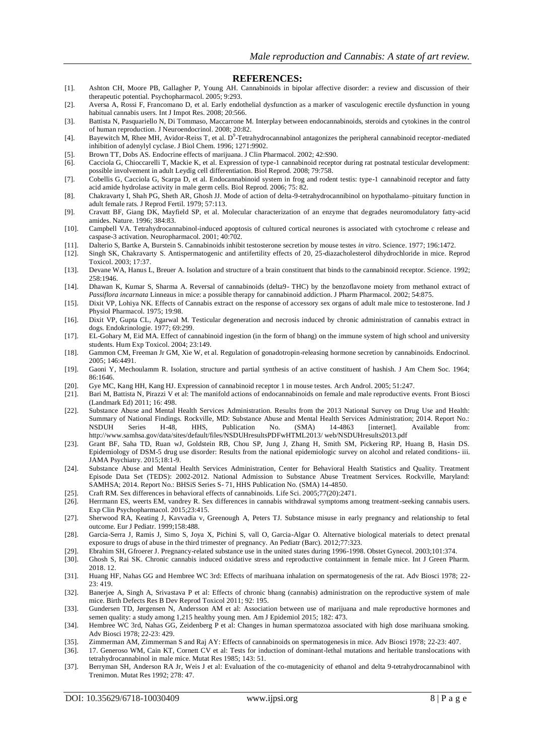## REFERENCES:

[1]. Ashton CH, Moore PB, Gallagher P, Young AH. Cannabinoids in bipolar affective disorder: a review and discussion of their therapeutic potential. Psychopharmacol. 2005; 9:293.

[2]. Aversa A, Rossi F, Francomano D, et al. Early endothelial dysfunction as a marker of vasculogenic erectile dysfunction in young habitual cannabis users. Int J Impot Res. 2008; 20:566.

[3]. Battista N, Pasquariello N, Di Tommaso, Maccarrone M. Interplay between endocannabinoids, steroids and cytokines in the control of human reproduction. J Neuroendocrinol. 2008; 20:82.

[4]. Bayewitch M, Rhee MH, Avidor-Reiss T, et al. $D^9$-Tetrahydrocannabinol antagonizes the peripheral cannabinoid receptor-mediated inhibition of adenylyl cyclase. J Biol Chem. 1996; 1271:9902.

[5]. Brown TT, Dobs AS. Endocrine effects of marijuana. J Clin Pharmacol. 2002; 42:S90.

[6]. Cacciola G, Chioccarelli T, Mackie K, et al. Expression of type-1 cannabinoid receptor during rat postnatal testicular development: possible involvement in adult Leydig cell differentiation. Biol Reprod. 2008; 79:758.

[7]. Cobellis G, Cacciola G, Scarpa D, et al. Endocannabinoid system in frog and rodent testis: type-1 cannabinoid receptor and fatty acid amide hydrolase activity in male germ cells. Biol Reprod. 2006; 75: 82.

[8]. Chakravarty I, Shah PG, Sheth AR, Ghosh JJ. Mode of action of delta-9-tetrahydrocannibinol on hypothalamo–pituitary function in adult female rats. J Reprod Fertil. 1979; 57:113.

[9]. Cravatt BF, Giang DK, Mayfield SP, et al. Molecular characterization of an enzyme that degrades neuromodulatory fatty-acid amides. Nature. 1996; 384:83.

[10]. Campbell VA. Tetrahydrocannabinol-induced apoptosis of cultured cortical neurones is associated with cytochrome c release and caspase-3 activation. Neuropharmacol. 2001; 40:702.

[11]. Dalterio S, Bartke A, Burstein S. Cannabinoids inhibit testosterone secretion by mouse testes *in vitro*. Science. 1977; 196:1472.

[12]. Singh SK, Chakravarty S. Antispermatogenic and antifertility effects of 20, 25-diazacholesterol dihydrochloride in mice. Reprod Toxicol. 2003; 17:37.

[13]. Devane WA, Hanus L, Breuer A. Isolation and structure of a brain constituent that binds to the cannabinoid receptor. Science. 1992; 258:1946.

[14]. Dhawan K, Kumar S, Sharma A. Reversal of cannabinoids (delta9- THC) by the benzoflavone moiety from methanol extract of *Passiflora incarnata* Linneaus in mice: a possible therapy for cannabinoid addiction. J Pharm Pharmacol. 2002; 54:875.

[15]. Dixit VP, Lohiya NK. Effects of Cannabis extract on the response of accessory sex organs of adult male mice to testosterone. Ind J Physiol Pharmacol. 1975; 19:98.

[16]. Dixit VP, Gupta CL, Agarwal M. Testicular degeneration and necrosis induced by chronic administration of cannabis extract in dogs. Endokrinologie. 1977; 69:299.

[17]. EL-Gohary M, Eid MA. Effect of cannabinoid ingestion (in the form of bhang) on the immune system of high school and university students. Hum Exp Toxicol. 2004; 23:149.

[18]. Gammon CM, Freeman Jr GM, Xie W, et al. Regulation of gonadotropin-releasing hormone secretion by cannabinoids. Endocrinol. 2005; 146:4491.

[19]. Gaoni Y, Mechoulamm R. Isolation, structure and partial synthesis of an active constituent of hashish. J Am Chem Soc. 1964; 86:1646.

[20]. Gye MC, Kang HH, Kang HJ. Expression of cannabinoid receptor 1 in mouse testes. Arch Androl. 2005; 51:247.

[21]. Bari M, Battista N, Pirazzi V et al: The manifold actions of endocannabinoids on female and male reproductive events. Front Biosci (Landmark Ed) 2011; 16: 498.

[22]. Substance Abuse and Mental Health Services Administration. Results from the 2013 National Survey on Drug Use and Health: Summary of National Findings. Rockville, MD: Substance Abuse and Mental Health Services Administration; 2014. Report No.: NSDUH Series H-48, HHS, Publication No. (SMA) 14-4863 [internet]. Available from: http://www.samhsa.gov/data/sites/default/files/NSDUHresultsPDFwHTML2013/ web/NSDUHresults2013.pdf

[23]. Grant BF, Saha TD, Ruan wJ, Goldstein RB, Chou SP, Jung J, Zhang H, Smith SM, Pickering RP, Huang B, Hasin DS. Epidemiology of DSM-5 drug use disorder: Results from the national epidemiologic survey on alcohol and related conditions- iii. JAMA Psychiatry. 2015;18:1-9.

[24]. Substance Abuse and Mental Health Services Administration, Center for Behavioral Health Statistics and Quality. Treatment Episode Data Set (TEDS): 2002-2012. National Admission to Substance Abuse Treatment Services. Rockville, Maryland: SAMHSA; 2014. Report No.: BHSiS Series S- 71, HHS Publication No. (SMA) 14-4850.

[25]. Craft RM. Sex differences in behavioral effects of cannabinoids. Life Sci. 2005;77(20):2471.

[26]. Herrmann ES, weerts EM, vandrey R. Sex differences in cannabis withdrawal symptoms among treatment-seeking cannabis users. Exp Clin Psychopharmacol. 2015;23:415.

[27]. Sherwood RA, Keating J, Kavvadia v, Greenough A, Peters TJ. Substance misuse in early pregnancy and relationship to fetal outcome. Eur J Pediatr. 1999;158:488.

[28]. Garcia-Serra J, Ramis J, Simo S, Joya X, Pichini S, vall O, Garcia-Algar O. Alternative biological materials to detect prenatal exposure to drugs of abuse in the third trimester of pregnancy. An Pediatr (Barc). 2012;77:323.

[29]. Ebrahim SH, Gfroerer J. Pregnancy-related substance use in the united states during 1996-1998. Obstet Gynecol. 2003;101:374.

[30]. Ghosh S, Rai SK. Chronic cannabis induced oxidative stress and reproductive containment in female mice. Int J Green Pharm. 2018. 12.

[31]. Huang HF, Nahas GG and Hembree WC 3rd: Effects of marihuana inhalation on spermatogenesis of the rat. Adv Biosci 1978; 22-23: 419.

[32]. Banerjee A, Singh A, Srivastava P et al: Effects of chronic bhang (cannabis) administration on the reproductive system of male mice. Birth Defects Res B Dev Reprod Toxicol 2011; 92: 195.

[33]. Gundersen TD, Jørgensen N, Andersson AM et al: Association between use of marijuana and male reproductive hormones and semen quality: a study among 1,215 healthy young men. Am J Epidemiol 2015; 182: 473.

[34]. Hembree WC 3rd, Nahas GG, Zeidenberg P et al: Changes in human spermatozoa associated with high dose marihuana smoking. Adv Biosci 1978; 22-23: 429.

[35]. Zimmerman AM, Zimmerman S and Raj AY: Effects of cannabinoids on spermatogenesis in mice. Adv Biosci 1978; 22-23: 407.

[36]. 17. Generoso WM, Cain KT, Cornett CV et al: Tests for induction of dominant-lethal mutations and heritable translocations with tetrahydrocannabinol in male mice. Mutat Res 1985; 143: 51.

[37]. Berryman SH, Anderson RA Jr, Weis J et al: Evaluation of the co-mutagenicity of ethanol and delta 9-tetrahydrocannabinol with Trenimon. Mutat Res 1992; 278: 47.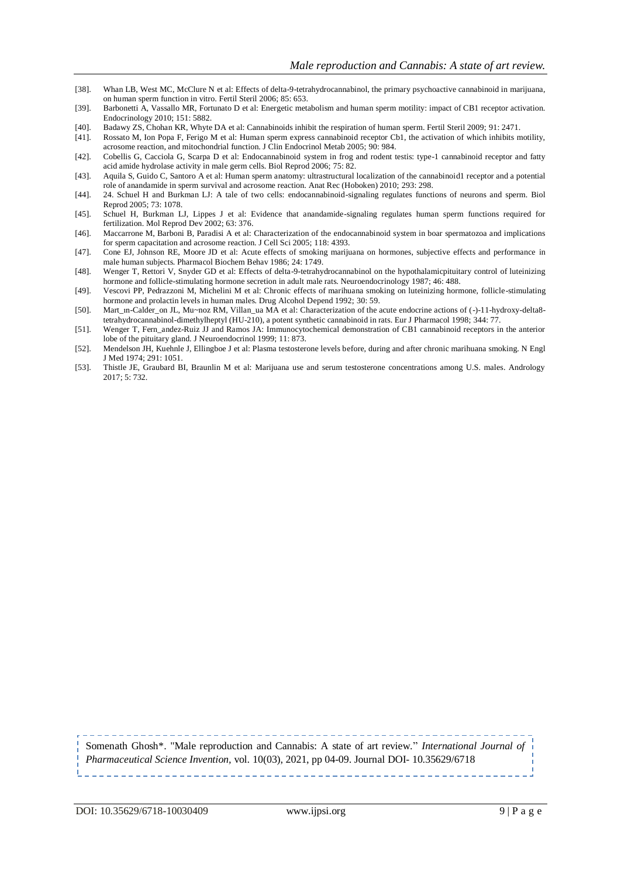[38]. Whan LB, West MC, McClure N et al: Effects of delta-9-tetrahydrocannabinol, the primary psychoactive cannabinoid in marijuana, on human sperm function in vitro. Fertil Steril 2006; 85: 653.

[39]. Barbonetti A, Vassallo MR, Fortunato D et al: Energetic metabolism and human sperm motility: impact of CB1 receptor activation. Endocrinology 2010; 151: 5882.

[40]. Badawy ZS, Chohan KR, Whyte DA et al: Cannabinoids inhibit the respiration of human sperm. Fertil Steril 2009; 91: 2471.

[41]. Rossato M, Ion Popa F, Ferigo M et al: Human sperm express cannabinoid receptor Cb1, the activation of which inhibits motility, acrosome reaction, and mitochondrial function. J Clin Endocrinol Metab 2005; 90: 984.

[42]. Cobellis G, Cacciola G, Scarpa D et al: Endocannabinoid system in frog and rodent testis: type-1 cannabinoid receptor and fatty acid amide hydrolase activity in male germ cells. Biol Reprod 2006; 75: 82.

[43]. Aquila S, Guido C, Santoro A et al: Human sperm anatomy: ultrastructural localization of the cannabinoid1 receptor and a potential role of anandamide in sperm survival and acrosome reaction. Anat Rec (Hoboken) 2010; 293: 298.

[44]. 24. Schuel H and Burkman LJ: A tale of two cells: endocannabinoid-signaling regulates functions of neurons and sperm. Biol Reprod 2005; 73: 1078.

[45]. Schuel H, Burkman LJ, Lippes J et al: Evidence that anandamide-signaling regulates human sperm functions required for fertilization. Mol Reprod Dev 2002; 63: 376.

[46]. Maccarrone M, Barboni B, Paradisi A et al: Characterization of the endocannabinoid system in boar spermatozoa and implications for sperm capacitation and acrosome reaction. J Cell Sci 2005; 118: 4393.

[47]. Cone EJ, Johnson RE, Moore JD et al: Acute effects of smoking marijuana on hormones, subjective effects and performance in male human subjects. Pharmacol Biochem Behav 1986; 24: 1749.

[48]. Wenger T, Rettori V, Snyder GD et al: Effects of delta-9-tetrahydrocannabinol on the hypothalamicpituitary control of luteinizing hormone and follicle-stimulating hormone secretion in adult male rats. Neuroendocrinology 1987; 46: 488.

[49]. Vescovi PP, Pedrazzoni M, Michelini M et al: Chronic effects of marihuana smoking on luteinizing hormone, follicle-stimulating hormone and prolactin levels in human males. Drug Alcohol Depend 1992; 30: 59.

[50]. Mart_ın-Calder_on JL, Mu~noz RM, Villan_ua MA et al: Characterization of the acute endocrine actions of (-)-11-hydroxy-delta8-tetrahydrocannabinol-dimethylheptyl (HU-210), a potent synthetic cannabinoid in rats. Eur J Pharmacol 1998; 344: 77.

[51]. Wenger T, Fern_andez-Ruiz JJ and Ramos JA: Immunocytochemical demonstration of CB1 cannabinoid receptors in the anterior lobe of the pituitary gland. J Neuroendocrinol 1999; 11: 873.

[52]. Mendelson JH, Kuehnle J, Ellingboe J et al: Plasma testosterone levels before, during and after chronic marihuana smoking. N Engl J Med 1974; 291: 1051.

[53]. Thistle JE, Graubard BI, Braunlin M et al: Marijuana use and serum testosterone concentrations among U.S. males. Andrology 2017; 5: 732.

Somenath Ghosh*. "Male reproduction and Cannabis: A state of art review." *International Journal of Pharmaceutical Science Invention*, vol. 10(03), 2021, pp 04-09. Journal DOI- 10.35629/6718